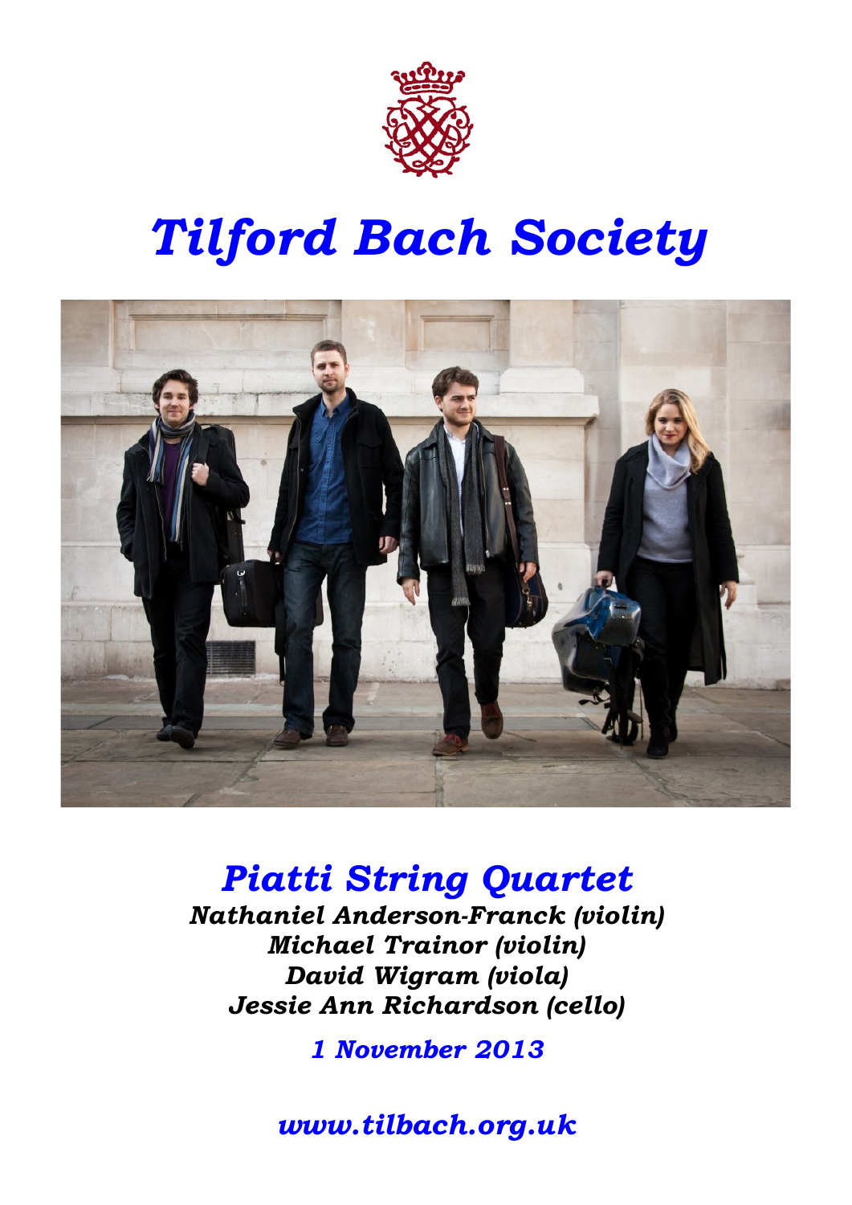# *Tilford Bach Society*

## *Piatti String Quartet*

***Nathaniel Anderson-Franck (violin)***
***Michael Trainor (violin)***
***David Wigram (viola)***
***Jessie Ann Richardson (cello)***

***1 November 2013***

***www.tilbach.org.uk***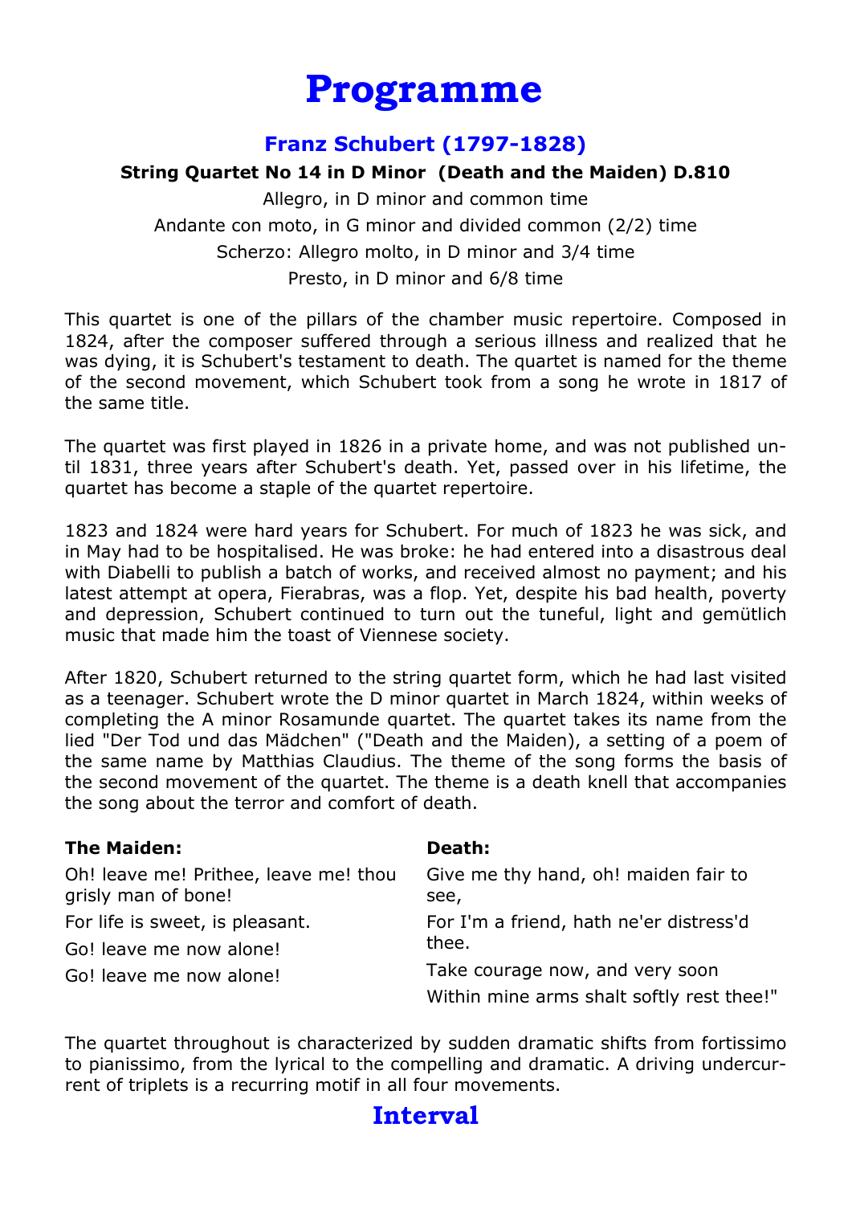# Programme

## Franz Schubert (1797-1828)

**String Quartet No 14 in D Minor (Death and the Maiden) D.810**

Allegro, in D minor and common time

Andante con moto, in G minor and divided common (2/2) time

Scherzo: Allegro molto, in D minor and 3/4 time

Presto, in D minor and 6/8 time

This quartet is one of the pillars of the chamber music repertoire. Composed in 1824, after the composer suffered through a serious illness and realized that he was dying, it is Schubert's testament to death. The quartet is named for the theme of the second movement, which Schubert took from a song he wrote in 1817 of the same title.

The quartet was first played in 1826 in a private home, and was not published until 1831, three years after Schubert's death. Yet, passed over in his lifetime, the quartet has become a staple of the quartet repertoire.

1823 and 1824 were hard years for Schubert. For much of 1823 he was sick, and in May had to be hospitalised. He was broke: he had entered into a disastrous deal with Diabelli to publish a batch of works, and received almost no payment; and his latest attempt at opera, Fierabras, was a flop. Yet, despite his bad health, poverty and depression, Schubert continued to turn out the tuneful, light and gemütlich music that made him the toast of Viennese society.

After 1820, Schubert returned to the string quartet form, which he had last visited as a teenager. Schubert wrote the D minor quartet in March 1824, within weeks of completing the A minor Rosamunde quartet. The quartet takes its name from the lied "Der Tod und das Mädchen" ("Death and the Maiden), a setting of a poem of the same name by Matthias Claudius. The theme of the song forms the basis of the second movement of the quartet. The theme is a death knell that accompanies the song about the terror and comfort of death.

**The Maiden:**

Oh! leave me! Prithee, leave me! thou grisly man of bone!

For life is sweet, is pleasant.

Go! leave me now alone!

Go! leave me now alone!

**Death:**

Give me thy hand, oh! maiden fair to see,

For I'm a friend, hath ne'er distress'd thee.

Take courage now, and very soon

Within mine arms shalt softly rest thee!"

The quartet throughout is characterized by sudden dramatic shifts from fortissimo to pianissimo, from the lyrical to the compelling and dramatic. A driving undercurrent of triplets is a recurring motif in all four movements.

## Interval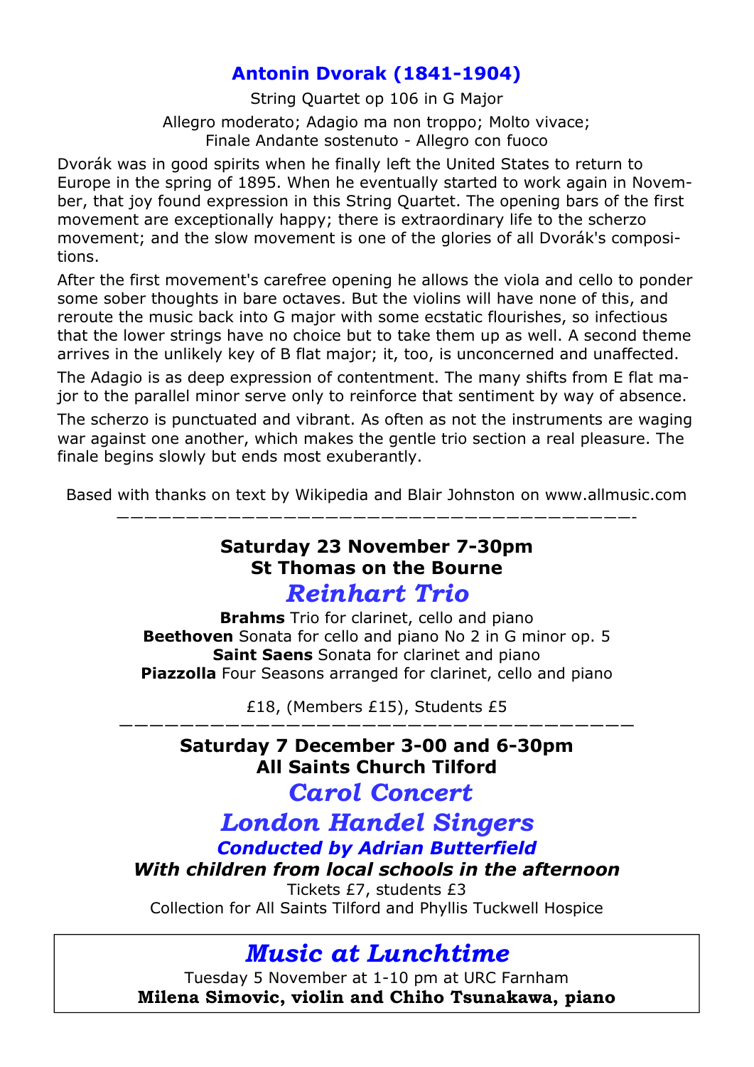## Antonin Dvorak (1841-1904)

String Quartet op 106 in G Major

Allegro moderato; Adagio ma non troppo; Molto vivace;
Finale Andante sostenuto - Allegro con fuoco

Dvorák was in good spirits when he finally left the United States to return to Europe in the spring of 1895. When he eventually started to work again in November, that joy found expression in this String Quartet. The opening bars of the first movement are exceptionally happy; there is extraordinary life to the scherzo movement; and the slow movement is one of the glories of all Dvorák's compositions.

After the first movement's carefree opening he allows the viola and cello to ponder some sober thoughts in bare octaves. But the violins will have none of this, and reroute the music back into G major with some ecstatic flourishes, so infectious that the lower strings have no choice but to take them up as well. A second theme arrives in the unlikely key of B flat major; it, too, is unconcerned and unaffected.

The Adagio is as deep expression of contentment. The many shifts from E flat major to the parallel minor serve only to reinforce that sentiment by way of absence.

The scherzo is punctuated and vibrant. As often as not the instruments are waging war against one another, which makes the gentle trio section a real pleasure. The finale begins slowly but ends most exuberantly.

Based with thanks on text by Wikipedia and Blair Johnston on www.allmusic.com

---

**Saturday 23 November 7-30pm**
**St Thomas on the Bourne**

## *Reinhart Trio*

**Brahms** Trio for clarinet, cello and piano
**Beethoven** Sonata for cello and piano No 2 in G minor op. 5
**Saint Saens** Sonata for clarinet and piano
**Piazzolla** Four Seasons arranged for clarinet, cello and piano

£18, (Members £15), Students £5

---

**Saturday 7 December 3-00 and 6-30pm**
**All Saints Church Tilford**

## *Carol Concert*

## *London Handel Singers*

***Conducted by Adrian Butterfield***

***With children from local schools in the afternoon***

Tickets £7, students £3
Collection for All Saints Tilford and Phyllis Tuckwell Hospice

## *Music at Lunchtime*

Tuesday 5 November at 1-10 pm at URC Farnham
**Milena Simovic, violin and Chiho Tsunakawa, piano**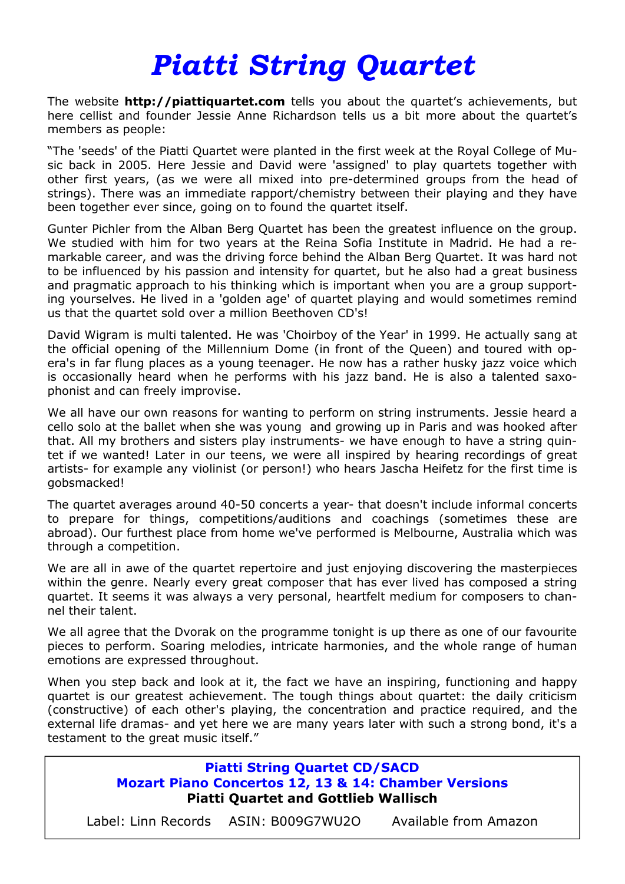# *Piatti String Quartet*

The website **http://piattiquartet.com** tells you about the quartet's achievements, but here cellist and founder Jessie Anne Richardson tells us a bit more about the quartet's members as people:

"The 'seeds' of the Piatti Quartet were planted in the first week at the Royal College of Music back in 2005. Here Jessie and David were 'assigned' to play quartets together with other first years, (as we were all mixed into pre-determined groups from the head of strings). There was an immediate rapport/chemistry between their playing and they have been together ever since, going on to found the quartet itself.

Gunter Pichler from the Alban Berg Quartet has been the greatest influence on the group. We studied with him for two years at the Reina Sofia Institute in Madrid. He had a remarkable career, and was the driving force behind the Alban Berg Quartet. It was hard not to be influenced by his passion and intensity for quartet, but he also had a great business and pragmatic approach to his thinking which is important when you are a group supporting yourselves. He lived in a 'golden age' of quartet playing and would sometimes remind us that the quartet sold over a million Beethoven CD's!

David Wigram is multi talented. He was 'Choirboy of the Year' in 1999. He actually sang at the official opening of the Millennium Dome (in front of the Queen) and toured with opera's in far flung places as a young teenager. He now has a rather husky jazz voice which is occasionally heard when he performs with his jazz band. He is also a talented saxophonist and can freely improvise.

We all have our own reasons for wanting to perform on string instruments. Jessie heard a cello solo at the ballet when she was young and growing up in Paris and was hooked after that. All my brothers and sisters play instruments- we have enough to have a string quintet if we wanted! Later in our teens, we were all inspired by hearing recordings of great artists- for example any violinist (or person!) who hears Jascha Heifetz for the first time is gobsmacked!

The quartet averages around 40-50 concerts a year- that doesn't include informal concerts to prepare for things, competitions/auditions and coachings (sometimes these are abroad). Our furthest place from home we've performed is Melbourne, Australia which was through a competition.

We are all in awe of the quartet repertoire and just enjoying discovering the masterpieces within the genre. Nearly every great composer that has ever lived has composed a string quartet. It seems it was always a very personal, heartfelt medium for composers to channel their talent.

We all agree that the Dvorak on the programme tonight is up there as one of our favourite pieces to perform. Soaring melodies, intricate harmonies, and the whole range of human emotions are expressed throughout.

When you step back and look at it, the fact we have an inspiring, functioning and happy quartet is our greatest achievement. The tough things about quartet: the daily criticism (constructive) of each other's playing, the concentration and practice required, and the external life dramas- and yet here we are many years later with such a strong bond, it's a testament to the great music itself."

**Piatti String Quartet CD/SACD**
**Mozart Piano Concertos 12, 13 & 14: Chamber Versions**
**Piatti Quartet and Gottlieb Wallisch**

Label: Linn Records ASIN: B009G7WU2O Available from Amazon